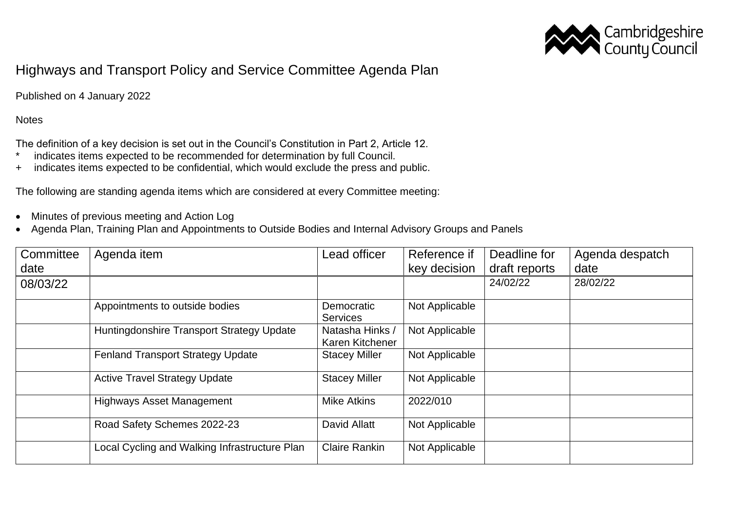Cambridgeshire County Council

# Highways and Transport Policy and Service Committee Agenda Plan

Published on 4 January 2022

Notes

The definition of a key decision is set out in the Council's Constitution in Part 2, Article 12.
* indicates items expected to be recommended for determination by full Council.
+ indicates items expected to be confidential, which would exclude the press and public.

The following are standing agenda items which are considered at every Committee meeting:

- Minutes of previous meeting and Action Log
- Agenda Plan, Training Plan and Appointments to Outside Bodies and Internal Advisory Groups and Panels

| Committee date | Agenda item | Lead officer | Reference if key decision | Deadline for draft reports | Agenda despatch date |
|---|---|---|---|---|---|
| 08/03/22 | | | | 24/02/22 | 28/02/22 |
| | Appointments to outside bodies | Democratic Services | Not Applicable | | |
| | Huntingdonshire Transport Strategy Update | Natasha Hinks / Karen Kitchener | Not Applicable | | |
| | Fenland Transport Strategy Update | Stacey Miller | Not Applicable | | |
| | Active Travel Strategy Update | Stacey Miller | Not Applicable | | |
| | Highways Asset Management | Mike Atkins | 2022/010 | | |
| | Road Safety Schemes 2022-23 | David Allatt | Not Applicable | | |
| | Local Cycling and Walking Infrastructure Plan | Claire Rankin | Not Applicable | | |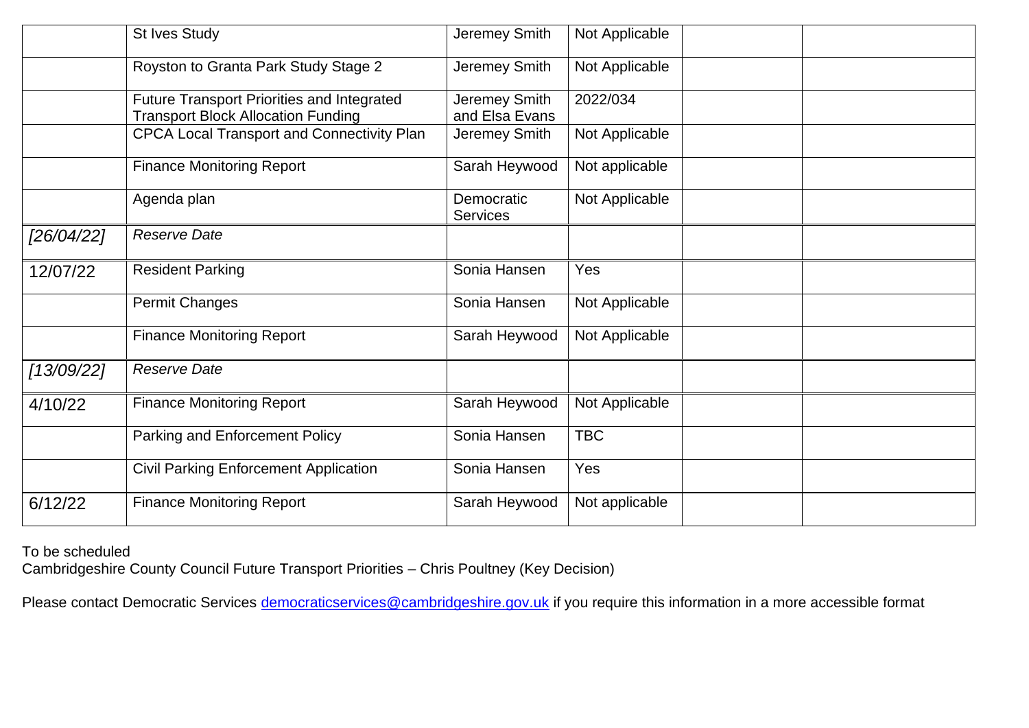| | | | | | |
|---|---|---|---|---|---|
| | St Ives Study | Jeremey Smith | Not Applicable | | |
| | Royston to Granta Park Study Stage 2 | Jeremey Smith | Not Applicable | | |
| | Future Transport Priorities and Integrated Transport Block Allocation Funding | Jeremey Smith and Elsa Evans | 2022/034 | | |
| | CPCA Local Transport and Connectivity Plan | Jeremey Smith | Not Applicable | | |
| | Finance Monitoring Report | Sarah Heywood | Not applicable | | |
| | Agenda plan | Democratic Services | Not Applicable | | |
| *[26/04/22]* | *Reserve Date* | | | | |
| 12/07/22 | Resident Parking | Sonia Hansen | Yes | | |
| | Permit Changes | Sonia Hansen | Not Applicable | | |
| | Finance Monitoring Report | Sarah Heywood | Not Applicable | | |
| *[13/09/22]* | *Reserve Date* | | | | |
| 4/10/22 | Finance Monitoring Report | Sarah Heywood | Not Applicable | | |
| | Parking and Enforcement Policy | Sonia Hansen | TBC | | |
| | Civil Parking Enforcement Application | Sonia Hansen | Yes | | |
| 6/12/22 | Finance Monitoring Report | Sarah Heywood | Not applicable | | |

To be scheduled
Cambridgeshire County Council Future Transport Priorities – Chris Poultney (Key Decision)

Please contact Democratic Services democraticservices@cambridgeshire.gov.uk if you require this information in a more accessible format